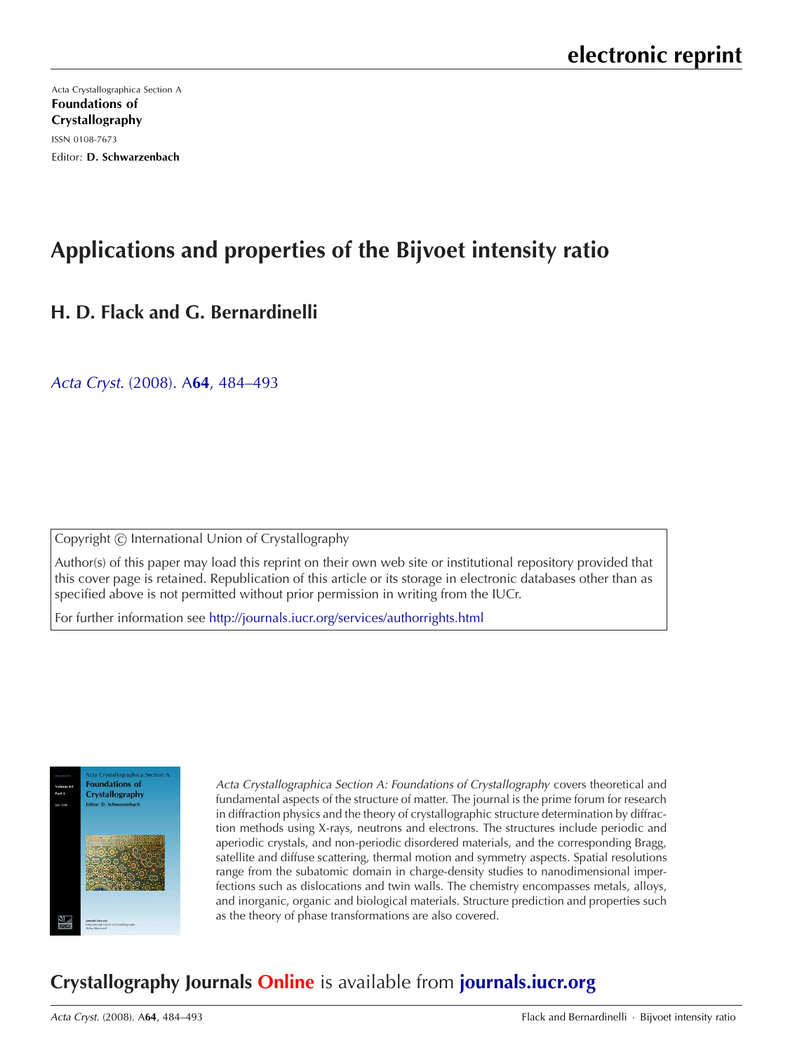# electronic reprint

Acta Crystallographica Section A

**Foundations of Crystallography**

ISSN 0108-7673

Editor: **D. Schwarzenbach**

# Applications and properties of the Bijvoet intensity ratio

## H. D. Flack and G. Bernardinelli

*Acta Cryst.* (2008). A**64**, 484–493

Copyright © International Union of Crystallography

Author(s) of this paper may load this reprint on their own web site or institutional repository provided that this cover page is retained. Republication of this article or its storage in electronic databases other than as specified above is not permitted without prior permission in writing from the IUCr.

For further information see http://journals.iucr.org/services/authorrights.html

*Acta Crystallographica Section A: Foundations of Crystallography* covers theoretical and fundamental aspects of the structure of matter. The journal is the prime forum for research in diffraction physics and the theory of crystallographic structure determination by diffraction methods using X-rays, neutrons and electrons. The structures include periodic and aperiodic crystals, and non-periodic disordered materials, and the corresponding Bragg, satellite and diffuse scattering, thermal motion and symmetry aspects. Spatial resolutions range from the subatomic domain in charge-density studies to nanodimensional imperfections such as dislocations and twin walls. The chemistry encompasses metals, alloys, and inorganic, organic and biological materials. Structure prediction and properties such as the theory of phase transformations are also covered.

## Crystallography Journals Online is available from journals.iucr.org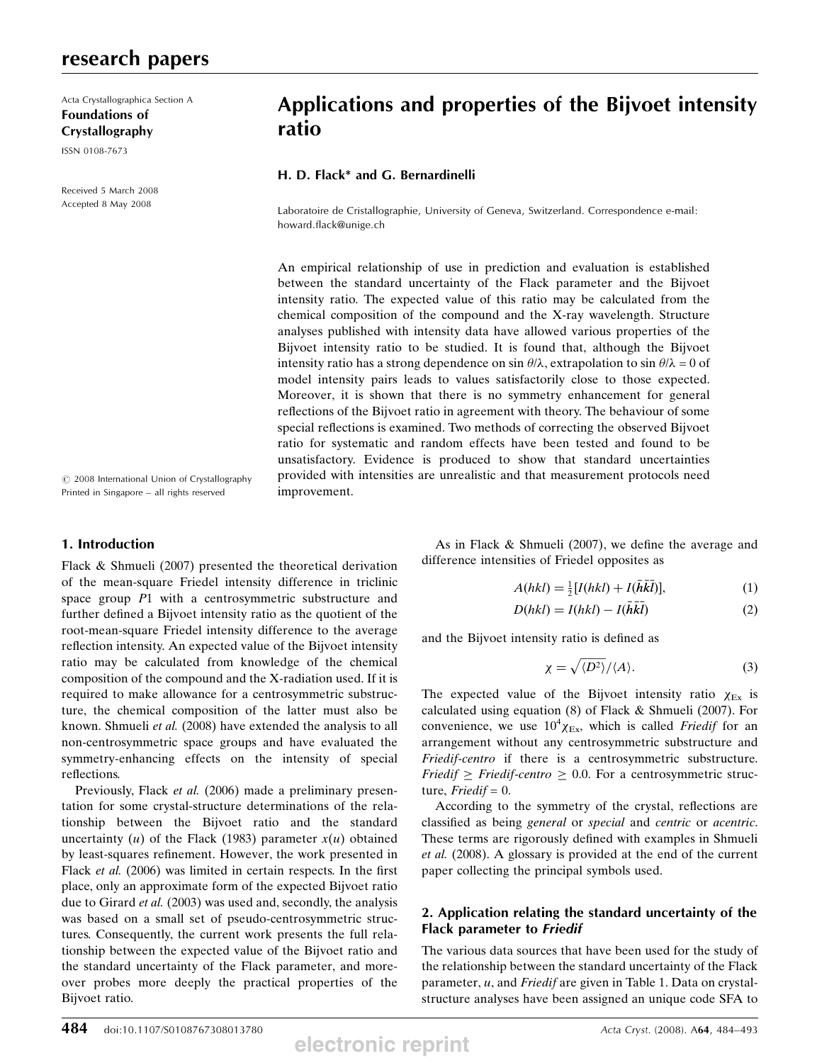# Applications and properties of the Bijvoet intensity ratio

**H. D. Flack\* and G. Bernardinelli**

Laboratoire de Cristallographie, University of Geneva, Switzerland. Correspondence e-mail: howard.flack@unige.ch

Received 5 March 2008
Accepted 8 May 2008

An empirical relationship of use in prediction and evaluation is established between the standard uncertainty of the Flack parameter and the Bijvoet intensity ratio. The expected value of this ratio may be calculated from the chemical composition of the compound and the X-ray wavelength. Structure analyses published with intensity data have allowed various properties of the Bijvoet intensity ratio to be studied. It is found that, although the Bijvoet intensity ratio has a strong dependence on $\sin\theta/\lambda$, extrapolation to $\sin\theta/\lambda = 0$ of model intensity pairs leads to values satisfactorily close to those expected. Moreover, it is shown that there is no symmetry enhancement for general reflections of the Bijvoet ratio in agreement with theory. The behaviour of some special reflections is examined. Two methods of correcting the observed Bijvoet ratio for systematic and random effects have been tested and found to be unsatisfactory. Evidence is produced to show that standard uncertainties provided with intensities are unrealistic and that measurement protocols need improvement.

© 2008 International Union of Crystallography
Printed in Singapore – all rights reserved

## 1. Introduction

Flack & Shmueli (2007) presented the theoretical derivation of the mean-square Friedel intensity difference in triclinic space group $P1$ with a centrosymmetric substructure and further defined a Bijvoet intensity ratio as the quotient of the root-mean-square Friedel intensity difference to the average reflection intensity. An expected value of the Bijvoet intensity ratio may be calculated from knowledge of the chemical composition of the compound and the X-radiation used. If it is required to make allowance for a centrosymmetric substructure, the chemical composition of the latter must also be known. Shmueli *et al.* (2008) have extended the analysis to all non-centrosymmetric space groups and have evaluated the symmetry-enhancing effects on the intensity of special reflections.

Previously, Flack *et al.* (2006) made a preliminary presentation for some crystal-structure determinations of the relationship between the Bijvoet ratio and the standard uncertainty ($u$) of the Flack (1983) parameter $x(u)$ obtained by least-squares refinement. However, the work presented in Flack *et al.* (2006) was limited in certain respects. In the first place, only an approximate form of the expected Bijvoet ratio due to Girard *et al.* (2003) was used and, secondly, the analysis was based on a small set of pseudo-centrosymmetric structures. Consequently, the current work presents the full relationship between the expected value of the Bijvoet ratio and the standard uncertainty of the Flack parameter, and moreover probes more deeply the practical properties of the Bijvoet ratio.

As in Flack & Shmueli (2007), we define the average and difference intensities of Friedel opposites as

$$A(hkl) = \tfrac{1}{2}[I(hkl) + I(\bar{h}\bar{k}\bar{l})], \qquad (1)$$

$$D(hkl) = I(hkl) - I(\bar{h}\bar{k}\bar{l}) \qquad (2)$$

and the Bijvoet intensity ratio is defined as

$$\chi = \sqrt{\langle D^2\rangle}/\langle A\rangle. \qquad (3)$$

The expected value of the Bijvoet intensity ratio $\chi_{\rm Ex}$ is calculated using equation (8) of Flack & Shmueli (2007). For convenience, we use $10^4\chi_{\rm Ex}$, which is called *Friedif* for an arrangement without any centrosymmetric substructure and *Friedif-centro* if there is a centrosymmetric substructure. *Friedif* ≥ *Friedif-centro* ≥ 0.0. For a centrosymmetric structure, *Friedif* = 0.

According to the symmetry of the crystal, reflections are classified as being *general* or *special* and *centric* or *acentric*. These terms are rigorously defined with examples in Shmueli *et al.* (2008). A glossary is provided at the end of the current paper collecting the principal symbols used.

## 2. Application relating the standard uncertainty of the Flack parameter to *Friedif*

The various data sources that have been used for the study of the relationship between the standard uncertainty of the Flack parameter, $u$, and *Friedif* are given in Table 1. Data on crystal-structure analyses have been assigned an unique code SFA to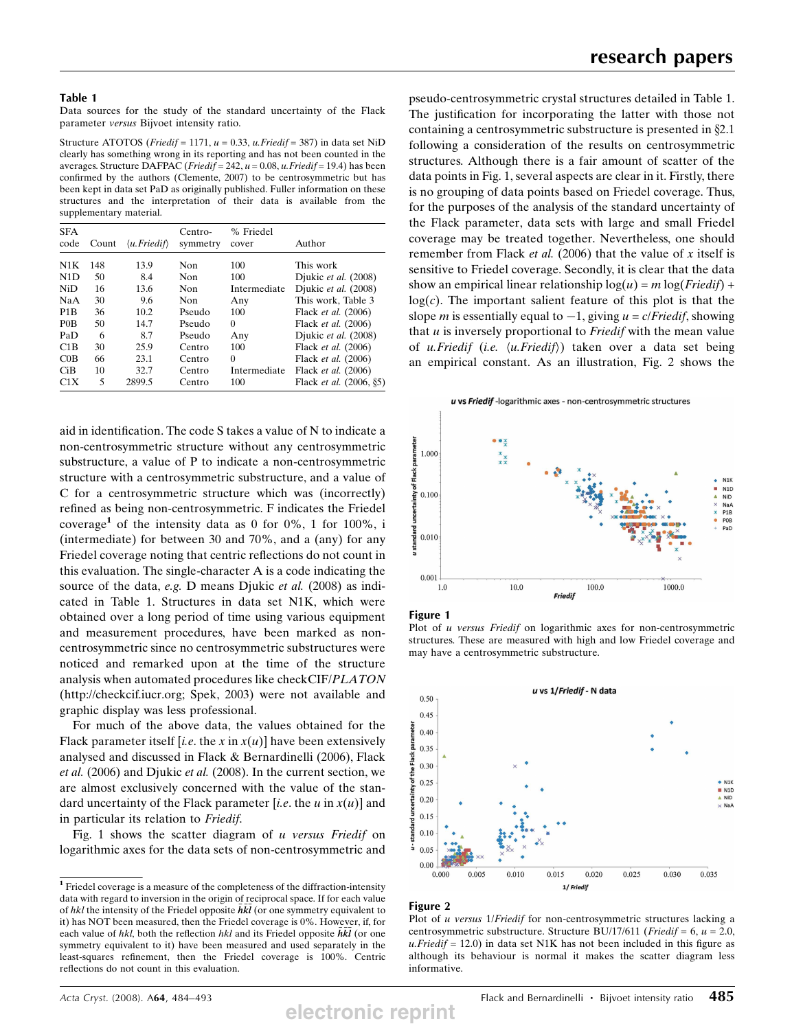**Table 1**
Data sources for the study of the standard uncertainty of the Flack parameter *versus* Bijvoet intensity ratio.

Structure ATOTOS (*Friedif* = 1171, *u* = 0.33, *u.Friedif* = 387) in data set NiD clearly has something wrong in its reporting and has not been counted in the averages. Structure DAFPAC (*Friedif* = 242, *u* = 0.08, *u.Friedif* = 19.4) has been confirmed by the authors (Clemente, 2007) to be centrosymmetric but has been kept in data set PaD as originally published. Fuller information on these structures and the interpretation of their data is available from the supplementary material.

| SFA code | Count | ⟨*u.Friedif*⟩ | Centro-symmetry | % Friedel cover | Author |
|---|---|---|---|---|---|
| N1K | 148 | 13.9 | Non | 100 | This work |
| N1D | 50 | 8.4 | Non | 100 | Djukic *et al.* (2008) |
| NiD | 16 | 13.6 | Non | Intermediate | Djukic *et al.* (2008) |
| NaA | 30 | 9.6 | Non | Any | This work, Table 3 |
| P1B | 36 | 10.2 | Pseudo | 100 | Flack *et al.* (2006) |
| P0B | 50 | 14.7 | Pseudo | 0 | Flack *et al.* (2006) |
| PaD | 6 | 8.7 | Pseudo | Any | Djukic *et al.* (2008) |
| C1B | 30 | 25.9 | Centro | 100 | Flack *et al.* (2006) |
| C0B | 66 | 23.1 | Centro | 0 | Flack *et al.* (2006) |
| CiB | 10 | 32.7 | Centro | Intermediate | Flack *et al.* (2006) |
| C1X | 5 | 2899.5 | Centro | 100 | Flack *et al.* (2006, §5) |

aid in identification. The code S takes a value of N to indicate a non-centrosymmetric structure without any centrosymmetric substructure, a value of P to indicate a non-centrosymmetric structure with a centrosymmetric substructure, and a value of C for a centrosymmetric structure which was (incorrectly) refined as being non-centrosymmetric. F indicates the Friedel coverage[1] of the intensity data as 0 for 0%, 1 for 100%, i (intermediate) for between 30 and 70%, and a (any) for any Friedel coverage noting that centric reflections do not count in this evaluation. The single-character A is a code indicating the source of the data, *e.g.* D means Djukic *et al.* (2008) as indicated in Table 1. Structures in data set N1K, which were obtained over a long period of time using various equipment and measurement procedures, have been marked as non-centrosymmetric since no centrosymmetric substructures were noticed and remarked upon at the time of the structure analysis when automated procedures like checkCIF/*PLATON* (http://checkcif.iucr.org; Spek, 2003) were not available and graphic display was less professional.

For much of the above data, the values obtained for the Flack parameter itself [*i.e.* the *x* in *x*(*u*)] have been extensively analysed and discussed in Flack & Bernardinelli (2006), Flack *et al.* (2006) and Djukic *et al.* (2008). In the current section, we are almost exclusively concerned with the value of the standard uncertainty of the Flack parameter [*i.e.* the *u* in *x*(*u*)] and in particular its relation to *Friedif*.

Fig. 1 shows the scatter diagram of *u versus Friedif* on logarithmic axes for the data sets of non-centrosymmetric and pseudo-centrosymmetric crystal structures detailed in Table 1. The justification for incorporating the latter with those not containing a centrosymmetric substructure is presented in §2.1 following a consideration of the results on centrosymmetric structures. Although there is a fair amount of scatter of the data points in Fig. 1, several aspects are clear in it. Firstly, there is no grouping of data points based on Friedel coverage. Thus, for the purposes of the analysis of the standard uncertainty of the Flack parameter, data sets with large and small Friedel coverage may be treated together. Nevertheless, one should remember from Flack *et al.* (2006) that the value of *x* itself is sensitive to Friedel coverage. Secondly, it is clear that the data show an empirical linear relationship $\log(u) = m\log(Friedif) + \log(c)$. The important salient feature of this plot is that the slope *m* is essentially equal to −1, giving $u = c/Friedif$, showing that *u* is inversely proportional to *Friedif* with the mean value of *u.Friedif* (*i.e.* ⟨*u.Friedif*⟩) taken over a data set being an empirical constant. As an illustration, Fig. 2 shows the

**Figure 1**
Plot of *u versus Friedif* on logarithmic axes for non-centrosymmetric structures. These are measured with high and low Friedel coverage and may have a centrosymmetric substructure.

**Figure 2**
Plot of *u versus* 1/*Friedif* for non-centrosymmetric structures lacking a centrosymmetric substructure. Structure BU/17/611 (*Friedif* = 6, *u* = 2.0, *u.Friedif* = 12.0) in data set N1K has not been included in this figure as although its behaviour is normal it makes the scatter diagram less informative.

[1] Friedel coverage is a measure of the completeness of the diffraction-intensity data with regard to inversion in the origin of reciprocal space. If for each value of *hkl* the intensity of the Friedel opposite $\overline{h}\overline{k}\overline{l}$ (or one symmetry equivalent to it) has NOT been measured, then the Friedel coverage is 0%. However, if, for each value of *hkl*, both the reflection *hkl* and its Friedel opposite $\overline{h}\overline{k}\overline{l}$ (or one symmetry equivalent to it) have been measured and used separately in the least-squares refinement, then the Friedel coverage is 100%. Centric reflections do not count in this evaluation.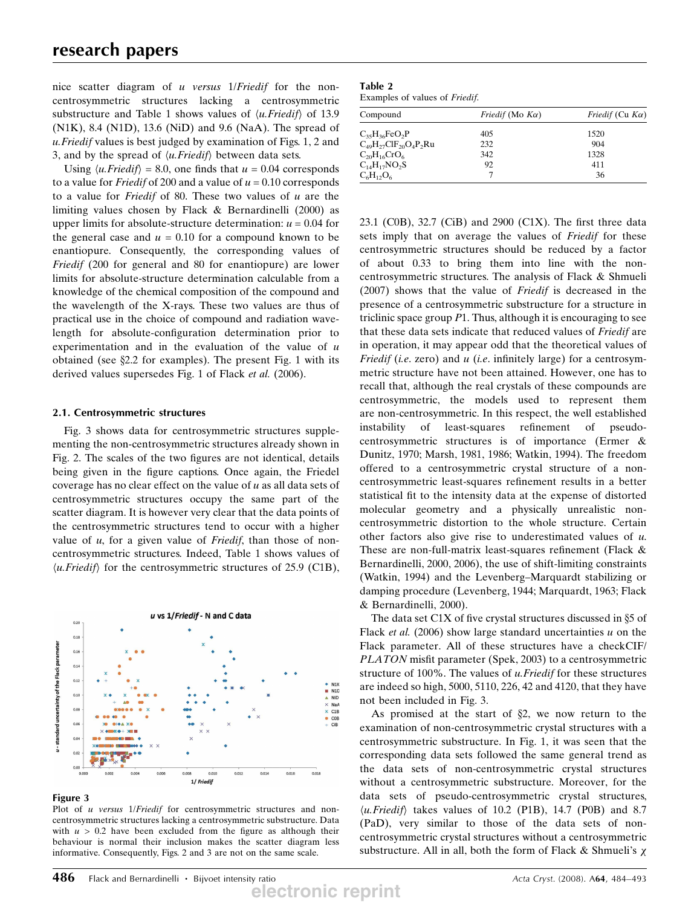nice scatter diagram of $u$ *versus* $1/Friedif$ for the non-centrosymmetric structures lacking a centrosymmetric substructure and Table 1 shows values of $\langle u.Friedif\rangle$ of 13.9 (N1K), 8.4 (N1D), 13.6 (NiD) and 9.6 (NaA). The spread of $u.Friedif$ values is best judged by examination of Figs. 1, 2 and 3, and by the spread of $\langle u.Friedif\rangle$ between data sets.

Using $\langle u.Friedif\rangle = 8.0$, one finds that $u = 0.04$ corresponds to a value for *Friedif* of 200 and a value of $u = 0.10$ corresponds to a value for *Friedif* of 80. These two values of $u$ are the limiting values chosen by Flack & Bernardinelli (2000) as upper limits for absolute-structure determination: $u = 0.04$ for the general case and $u = 0.10$ for a compound known to be enantiopure. Consequently, the corresponding values of *Friedif* (200 for general and 80 for enantiopure) are lower limits for absolute-structure determination calculable from a knowledge of the chemical composition of the compound and the wavelength of the X-rays. These two values are thus of practical use in the choice of compound and radiation wavelength for absolute-configuration determination prior to experimentation and in the evaluation of the value of $u$ obtained (see §2.2 for examples). The present Fig. 1 with its derived values supersedes Fig. 1 of Flack *et al.* (2006).

### 2.1. Centrosymmetric structures

Fig. 3 shows data for centrosymmetric structures supplementing the non-centrosymmetric structures already shown in Fig. 2. The scales of the two figures are not identical, details being given in the figure captions. Once again, the Friedel coverage has no clear effect on the value of $u$ as all data sets of centrosymmetric structures occupy the same part of the scatter diagram. It is however very clear that the data points of the centrosymmetric structures tend to occur with a higher value of $u$, for a given value of *Friedif*, than those of non-centrosymmetric structures. Indeed, Table 1 shows values of $\langle u.Friedif\rangle$ for the centrosymmetric structures of 25.9 (C1B), 23.1 (C0B), 32.7 (CiB) and 2900 (C1X). The first three data sets imply that on average the values of *Friedif* for these centrosymmetric structures should be reduced by a factor of about 0.33 to bring them into line with the non-centrosymmetric structures. The analysis of Flack & Shmueli (2007) shows that the value of *Friedif* is decreased in the presence of a centrosymmetric substructure for a structure in triclinic space group $P1$. Thus, although it is encouraging to see that these data sets indicate that reduced values of *Friedif* are in operation, it may appear odd that the theoretical values of *Friedif* (*i.e.* zero) and $u$ (*i.e.* infinitely large) for a centrosymmetric structure have not been attained. However, one has to recall that, although the real crystals of these compounds are centrosymmetric, the models used to represent them are non-centrosymmetric. In this respect, the well established instability of least-squares refinement of pseudo-centrosymmetric structures is of importance (Ermer & Dunitz, 1970; Marsh, 1981, 1986; Watkin, 1994). The freedom offered to a centrosymmetric crystal structure of a non-centrosymmetric least-squares refinement results in a better statistical fit to the intensity data at the expense of distorted molecular geometry and a physically unrealistic non-centrosymmetric distortion to the whole structure. Certain other factors also give rise to underestimated values of $u$. These are non-full-matrix least-squares refinement (Flack & Bernardinelli, 2000, 2006), the use of shift-limiting constraints (Watkin, 1994) and the Levenberg–Marquardt stabilizing or damping procedure (Levenberg, 1944; Marquardt, 1963; Flack & Bernardinelli, 2000).

The data set C1X of five crystal structures discussed in §5 of Flack *et al.* (2006) show large standard uncertainties $u$ on the Flack parameter. All of these structures have a checkCIF/*PLATON* misfit parameter (Spek, 2003) to a centrosymmetric structure of 100%. The values of $u.Friedif$ for these structures are indeed so high, 5000, 5110, 226, 42 and 4120, that they have not been included in Fig. 3.

As promised at the start of §2, we now return to the examination of non-centrosymmetric crystal structures with a centrosymmetric substructure. In Fig. 1, it was seen that the corresponding data sets followed the same general trend as the data sets of non-centrosymmetric crystal structures without a centrosymmetric substructure. Moreover, for the data sets of pseudo-centrosymmetric crystal structures, $\langle u.Friedif\rangle$ takes values of 10.2 (P1B), 14.7 (P0B) and 8.7 (PaD), very similar to those of the data sets of non-centrosymmetric crystal structures without a centrosymmetric substructure. All in all, both the form of Flack & Shmueli's $\chi$

**Figure 3**
Plot of $u$ *versus* $1/Friedif$ for centrosymmetric structures and non-centrosymmetric structures lacking a centrosymmetric substructure. Data with $u > 0.2$ have been excluded from the figure as although their behaviour is normal their inclusion makes the scatter diagram less informative. Consequently, Figs. 2 and 3 are not on the same scale.

**Table 2**
Examples of values of *Friedif*.

| Compound | *Friedif* (Mo $K\alpha$) | *Friedif* (Cu $K\alpha$) |
|---|---|---|
| $C_{35}H_{36}FeO_2P$ | 405 | 1520 |
| $C_{49}H_{27}ClF_{20}O_4P_2Ru$ | 232 | 904 |
| $C_{20}H_{16}CrO_6$ | 342 | 1328 |
| $C_{14}H_{17}NO_2S$ | 92 | 411 |
| $C_6H_{12}O_6$ | 7 | 36 |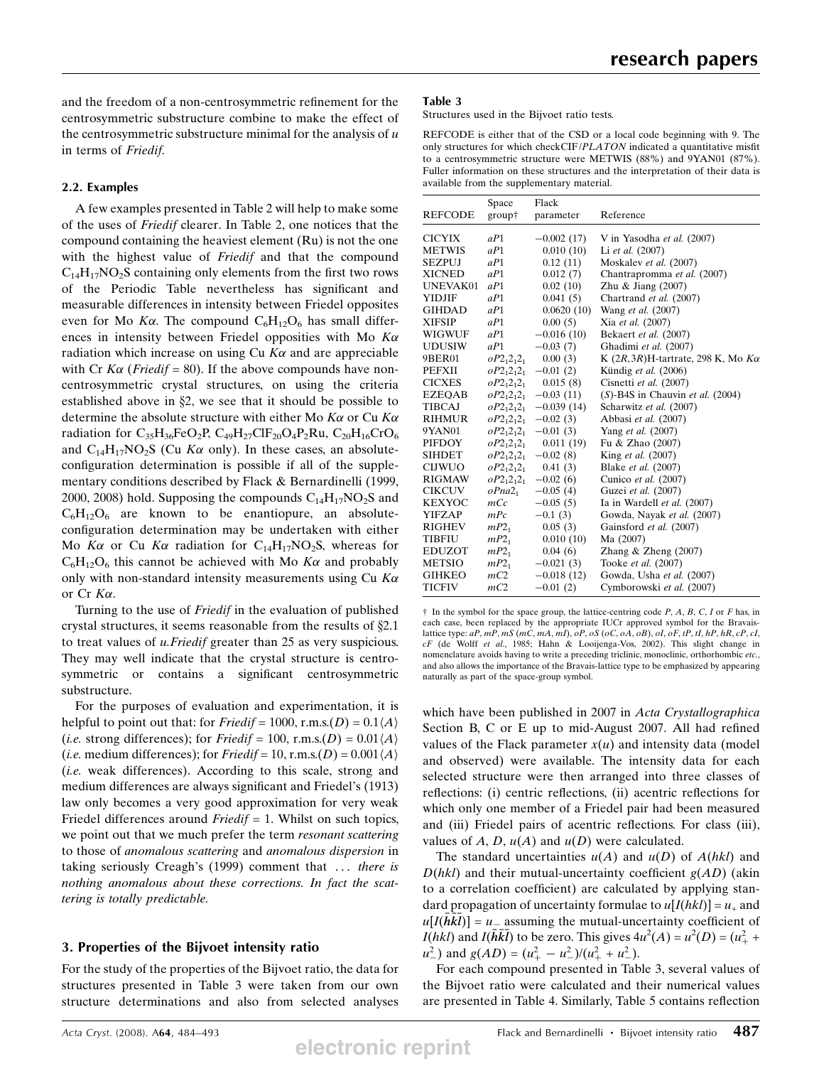and the freedom of a non-centrosymmetric refinement for the centrosymmetric substructure combine to make the effect of the centrosymmetric substructure minimal for the analysis of $u$ in terms of *Friedif*.

### 2.2. Examples

A few examples presented in Table 2 will help to make some of the uses of *Friedif* clearer. In Table 2, one notices that the compound containing the heaviest element (Ru) is not the one with the highest value of *Friedif* and that the compound $C_{14}H_{17}NO_2S$ containing only elements from the first two rows of the Periodic Table nevertheless has significant and measurable differences in intensity between Friedel opposites even for Mo $K\alpha$. The compound $C_6H_{12}O_6$ has small differences in intensity between Friedel opposities with Mo $K\alpha$ radiation which increase on using Cu $K\alpha$ and are appreciable with Cr $K\alpha$ (*Friedif* = 80). If the above compounds have non-centrosymmetric crystal structures, on using the criteria established above in §2, we see that it should be possible to determine the absolute structure with either Mo $K\alpha$ or Cu $K\alpha$ radiation for $C_{35}H_{36}FeO_2P$, $C_{49}H_{27}ClF_{20}O_4P_2Ru$, $C_{20}H_{16}CrO_6$ and $C_{14}H_{17}NO_2S$ (Cu $K\alpha$ only). In these cases, an absolute-configuration determination is possible if all of the supplementary conditions described by Flack & Bernardinelli (1999, 2000, 2008) hold. Supposing the compounds $C_{14}H_{17}NO_2S$ and $C_6H_{12}O_6$ are known to be enantiopure, an absolute-configuration determination may be undertaken with either Mo $K\alpha$ or Cu $K\alpha$ radiation for $C_{14}H_{17}NO_2S$, whereas for $C_6H_{12}O_6$ this cannot be achieved with Mo $K\alpha$ and probably only with non-standard intensity measurements using Cu $K\alpha$ or Cr $K\alpha$.

Turning to the use of *Friedif* in the evaluation of published crystal structures, it seems reasonable from the results of §2.1 to treat values of *u.Friedif* greater than 25 as very suspicious. They may well indicate that the crystal structure is centrosymmetric or contains a significant centrosymmetric substructure.

For the purposes of evaluation and experimentation, it is helpful to point out that: for *Friedif* = 1000, r.m.s.$(D) = 0.1\langle A\rangle$ (*i.e.* strong differences); for *Friedif* = 100, r.m.s.$(D) = 0.01\langle A\rangle$ (*i.e.* medium differences); for *Friedif* = 10, r.m.s.$(D) = 0.001\langle A\rangle$ (*i.e.* weak differences). According to this scale, strong and medium differences are always significant and Friedel's (1913) law only becomes a very good approximation for very weak Friedel differences around *Friedif* = 1. Whilst on such topics, we point out that we much prefer the term *resonant scattering* to those of *anomalous scattering* and *anomalous dispersion* in taking seriously Creagh's (1999) comment that ... *there is nothing anomalous about these corrections. In fact the scattering is totally predictable.*

## 3. Properties of the Bijvoet intensity ratio

For the study of the properties of the Bijvoet ratio, the data for structures presented in Table 3 were taken from our own structure determinations and also from selected analyses which have been published in 2007 in *Acta Crystallographica* Section B, C or E up to mid-August 2007. All had refined values of the Flack parameter $x(u)$ and intensity data (model and observed) were available. The intensity data for each selected structure were then arranged into three classes of reflections: (i) centric reflections, (ii) acentric reflections for which only one member of a Friedel pair had been measured and (iii) Friedel pairs of acentric reflections. For class (iii), values of $A$, $D$, $u(A)$ and $u(D)$ were calculated.

The standard uncertainties $u(A)$ and $u(D)$ of $A(hkl)$ and $D(hkl)$ and their mutual-uncertainty coefficient $g(AD)$ (akin to a correlation coefficient) are calculated by applying standard propagation of uncertainty formulae to $u[I(hkl)] = u_+$ and $u[I(\bar{h}\bar{k}\bar{l})] = u_-$ assuming the mutual-uncertainty coefficient of $I(hkl)$ and $I(\bar{h}\bar{k}\bar{l})$ to be zero. This gives $4u^2(A) = u^2(D) = (u_+^2 + u_-^2)$ and $g(AD) = (u_+^2 - u_-^2)/(u_+^2 + u_-^2)$.

For each compound presented in Table 3, several values of the Bijvoet ratio were calculated and their numerical values are presented in Table 4. Similarly, Table 5 contains reflection

**Table 3**
Structures used in the Bijvoet ratio tests.

REFCODE is either that of the CSD or a local code beginning with 9. The only structures for which checkCIF/*PLATON* indicated a quantitative misfit to a centrosymmetric structure were METWIS (88%) and 9YAN01 (87%). Fuller information on these structures and the interpretation of their data is available from the supplementary material.

| REFCODE | Space group† | Flack parameter | Reference |
|---|---|---|---|
| CICYIX | $aP1$ | −0.002 (17) | V in Yasodha *et al.* (2007) |
| METWIS | $aP1$ | 0.010 (10) | Li *et al.* (2007) |
| SEZPUJ | $aP1$ | 0.12 (11) | Moskalev *et al.* (2007) |
| XICNED | $aP1$ | 0.012 (7) | Chantrapromma *et al.* (2007) |
| UNEVAK01 | $aP1$ | 0.02 (10) | Zhu & Jiang (2007) |
| YIDJIF | $aP1$ | 0.041 (5) | Chartrand *et al.* (2007) |
| GIHDAD | $aP1$ | 0.0620 (10) | Wang *et al.* (2007) |
| XIFSIP | $aP1$ | 0.00 (5) | Xia *et al.* (2007) |
| WIGWUF | $aP1$ | −0.016 (10) | Bekaert *et al.* (2007) |
| UDUSIW | $aP1$ | −0.03 (7) | Ghadimi *et al.* (2007) |
| 9BER01 | $oP2_12_12_1$ | 0.00 (3) | K (2*R*,3*R*)H-tartrate, 298 K, Mo $K\alpha$ |
| PEFXII | $oP2_12_12_1$ | −0.01 (2) | Kündig *et al.* (2006) |
| CICXES | $oP2_12_12_1$ | 0.015 (8) | Cisnetti *et al.* (2007) |
| EZEQAB | $oP2_12_12_1$ | −0.03 (11) | (*S*)-B4S in Chauvin *et al.* (2004) |
| TIBCAJ | $oP2_12_12_1$ | −0.039 (14) | Scharwitz *et al.* (2007) |
| RIHMUR | $oP2_12_12_1$ | −0.02 (3) | Abbasi *et al.* (2007) |
| 9YAN01 | $oP2_12_12_1$ | −0.01 (3) | Yang *et al.* (2007) |
| PIFDOY | $oP2_12_12_1$ | 0.011 (19) | Fu & Zhao (2007) |
| SIHDET | $oP2_12_12_1$ | −0.02 (8) | King *et al.* (2007) |
| CIJWUO | $oP2_12_12_1$ | 0.41 (3) | Blake *et al.* (2007) |
| RIGMAW | $oP2_12_12_1$ | −0.02 (6) | Cunico *et al.* (2007) |
| CIKCUV | $oPna2_1$ | −0.05 (4) | Guzei *et al.* (2007) |
| KEXYOC | $mCc$ | −0.05 (5) | Ia in Wardell *et al.* (2007) |
| YIFZAP | $mPc$ | −0.1 (3) | Gowda, Nayak *et al.* (2007) |
| RIGHEV | $mP2_1$ | 0.05 (3) | Gainsford *et al.* (2007) |
| TIBFIU | $mP2_1$ | 0.010 (10) | Ma (2007) |
| EDUZOT | $mP2_1$ | 0.04 (6) | Zhang & Zheng (2007) |
| METSIO | $mP2_1$ | −0.021 (3) | Tooke *et al.* (2007) |
| GIHKEO | $mC2$ | −0.018 (12) | Gowda, Usha *et al.* (2007) |
| TICFIV | $mC2$ | −0.01 (2) | Cymborowski *et al.* (2007) |

† In the symbol for the space group, the lattice-centring code *P*, *A*, *B*, *C*, *I* or *F* has, in each case, been replaced by the appropriate IUCr approved symbol for the Bravais-lattice type: *aP*, *mP*, *mS* (*mC*, *mA*, *mI*), *oP*, *oS* (*oC*, *oA*, *oB*), *oI*, *oF*, *tP*, *tI*, *hP*, *hR*, *cP*, *cI*, *cF* (de Wolff *et al.*, 1985; Hahn & Looijenga-Vos, 2002). This slight change in nomenclature avoids having to write a preceding triclinic, monoclinic, orthorhombic *etc.*, and also allows the importance of the Bravais-lattice type to be emphasized by appearing naturally as part of the space-group symbol.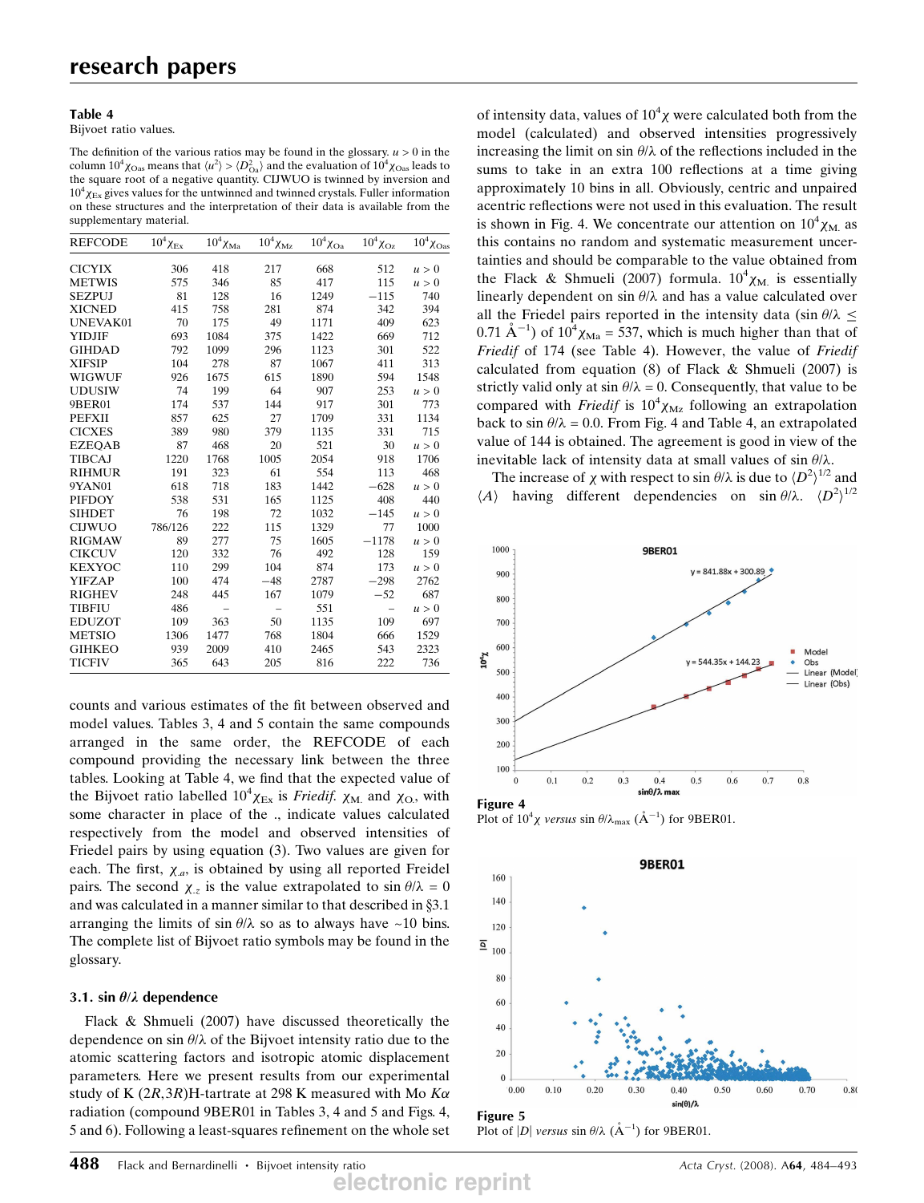**Table 4**
Bijvoet ratio values.

The definition of the various ratios may be found in the glossary. $u > 0$ in the column $10^4\chi_{\rm Oas}$ means that $\langle u^2\rangle > \langle D^2_{\rm Oa}\rangle$ and the evaluation of $10^4\chi_{\rm Oas}$ leads to the square root of a negative quantity. CIJWUO is twinned by inversion and $10^4\chi_{\rm Ex}$ gives values for the untwinned and twinned crystals. Fuller information on these structures and the interpretation of their data is available from the supplementary material.

| REFCODE | $10^4\chi_{\rm Ex}$ | $10^4\chi_{\rm Ma}$ | $10^4\chi_{\rm Mz}$ | $10^4\chi_{\rm Oa}$ | $10^4\chi_{\rm Oz}$ | $10^4\chi_{\rm Oas}$ |
|---|---|---|---|---|---|---|
| CICYIX | 306 | 418 | 217 | 668 | 512 | $u > 0$ |
| METWIS | 575 | 346 | 85 | 417 | 115 | $u > 0$ |
| SEZPUJ | 81 | 128 | 16 | 1249 | −115 | 740 |
| XICNED | 415 | 758 | 281 | 874 | 342 | 394 |
| UNEVAK01 | 70 | 175 | 49 | 1171 | 409 | 623 |
| YIDJIF | 693 | 1084 | 375 | 1422 | 669 | 712 |
| GIHDAD | 792 | 1099 | 296 | 1123 | 301 | 522 |
| XIFSIP | 104 | 278 | 87 | 1067 | 411 | 313 |
| WIGWUF | 926 | 1675 | 615 | 1890 | 594 | 1548 |
| UDUSIW | 74 | 199 | 64 | 907 | 253 | $u > 0$ |
| 9BER01 | 174 | 537 | 144 | 917 | 301 | 773 |
| PEFXII | 857 | 625 | 27 | 1709 | 331 | 1134 |
| CICXES | 389 | 980 | 379 | 1135 | 331 | 715 |
| EZEQAB | 87 | 468 | 20 | 521 | 30 | $u > 0$ |
| TIBCAJ | 1220 | 1768 | 1005 | 2054 | 918 | 1706 |
| RIHMUR | 191 | 323 | 61 | 554 | 113 | 468 |
| 9YAN01 | 618 | 718 | 183 | 1442 | −628 | $u > 0$ |
| PIFDOY | 538 | 531 | 165 | 1125 | 408 | 440 |
| SIHDET | 76 | 198 | 72 | 1032 | −145 | $u > 0$ |
| CIJWUO | 786/126 | 222 | 115 | 1329 | 77 | 1000 |
| RIGMAW | 89 | 277 | 75 | 1605 | −1178 | $u > 0$ |
| CIKCUV | 120 | 332 | 76 | 492 | 128 | 159 |
| KEXYOC | 110 | 299 | 104 | 874 | 173 | $u > 0$ |
| YIFZAP | 100 | 474 | −48 | 2787 | −298 | 2762 |
| RIGHEV | 248 | 445 | 167 | 1079 | −52 | 687 |
| TIBFIU | 486 | – | – | 551 | – | $u > 0$ |
| EDUZOT | 109 | 363 | 50 | 1135 | 109 | 697 |
| METSIO | 1306 | 1477 | 768 | 1804 | 666 | 1529 |
| GIHKEO | 939 | 2009 | 410 | 2465 | 543 | 2323 |
| TICFIV | 365 | 643 | 205 | 816 | 222 | 736 |

counts and various estimates of the fit between observed and model values. Tables 3, 4 and 5 contain the same compounds arranged in the same order, the REFCODE of each compound providing the necessary link between the three tables. Looking at Table 4, we find that the expected value of the Bijvoet ratio labelled $10^4\chi_{\rm Ex}$ is *Friedif*. $\chi_{\rm M.}$ and $\chi_{\rm O.}$, with some character in place of the ., indicate values calculated respectively from the model and observed intensities of Friedel pairs by using equation (3). Two values are given for each. The first, $\chi_{.a}$, is obtained by using all reported Freidel pairs. The second $\chi_{.z}$ is the value extrapolated to $\sin\theta/\lambda = 0$ and was calculated in a manner similar to that described in §3.1 arranging the limits of $\sin\theta/\lambda$ so as to always have ~10 bins. The complete list of Bijvoet ratio symbols may be found in the glossary.

### 3.1. $\sin\theta/\lambda$ dependence

Flack & Shmueli (2007) have discussed theoretically the dependence on $\sin\theta/\lambda$ of the Bijvoet intensity ratio due to the atomic scattering factors and isotropic atomic displacement parameters. Here we present results from our experimental study of K (2*R*,3*R*)H-tartrate at 298 K measured with Mo $K\alpha$ radiation (compound 9BER01 in Tables 3, 4 and 5 and Figs. 4, 5 and 6). Following a least-squares refinement on the whole set of intensity data, values of $10^4\chi$ were calculated both from the model (calculated) and observed intensities progressively increasing the limit on $\sin\theta/\lambda$ of the reflections included in the sums to take in an extra 100 reflections at a time giving approximately 10 bins in all. Obviously, centric and unpaired acentric reflections were not used in this evaluation. The result is shown in Fig. 4. We concentrate our attention on $10^4\chi_{\rm M.}$ as this contains no random and systematic measurement uncertainties and should be comparable to the value obtained from the Flack & Shmueli (2007) formula. $10^4\chi_{\rm M.}$ is essentially linearly dependent on $\sin\theta/\lambda$ and has a value calculated over all the Friedel pairs reported in the intensity data ($\sin\theta/\lambda \le 0.71$ Å$^{-1}$) of $10^4\chi_{\rm Ma} = 537$, which is much higher than that of *Friedif* of 174 (see Table 4). However, the value of *Friedif* calculated from equation (8) of Flack & Shmueli (2007) is strictly valid only at $\sin\theta/\lambda = 0$. Consequently, that value to be compared with *Friedif* is $10^4\chi_{\rm Mz}$ following an extrapolation back to $\sin\theta/\lambda = 0.0$. From Fig. 4 and Table 4, an extrapolated value of 144 is obtained. The agreement is good in view of the inevitable lack of intensity data at small values of $\sin\theta/\lambda$.

The increase of $\chi$ with respect to $\sin\theta/\lambda$ is due to $\langle D^2\rangle^{1/2}$ and $\langle A\rangle$ having different dependencies on $\sin\theta/\lambda$. $\langle D^2\rangle^{1/2}$

**Figure 4**
Plot of $10^4\chi$ *versus* $\sin\theta/\lambda_{\rm max}$ (Å$^{-1}$) for 9BER01.

**Figure 5**
Plot of $|D|$ *versus* $\sin\theta/\lambda$ (Å$^{-1}$) for 9BER01.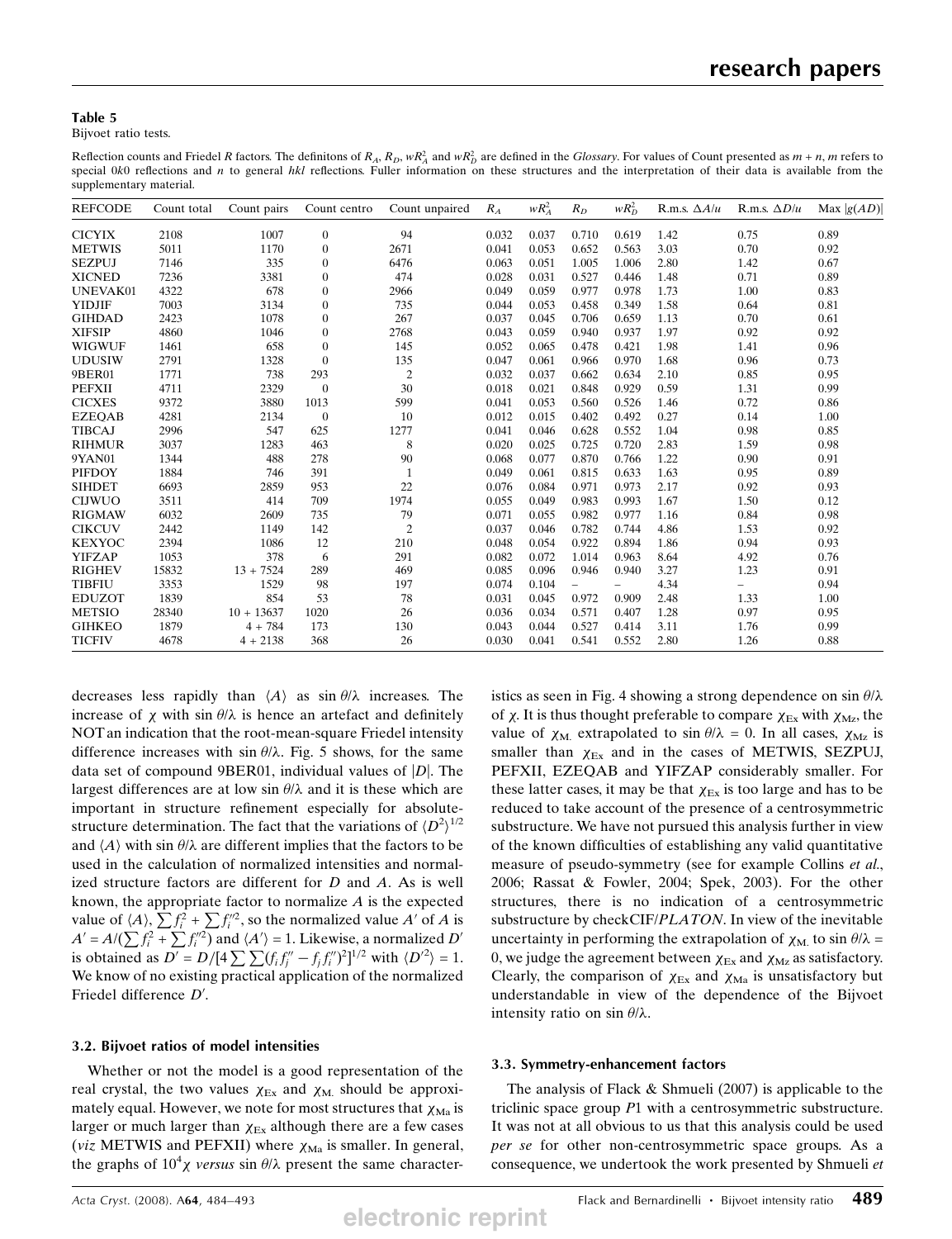**Table 5**
Bijvoet ratio tests.

Reflection counts and Friedel $R$ factors. The definitons of $R_A$, $R_D$, $wR_A^2$ and $wR_D^2$ are defined in the *Glossary*. For values of Count presented as $m + n$, $m$ refers to special $0k0$ reflections and $n$ to general $hkl$ reflections. Fuller information on these structures and the interpretation of their data is available from the supplementary material.

| REFCODE | Count total | Count pairs | Count centro | Count unpaired | $R_A$ | $wR_A^2$ | $R_D$ | $wR_D^2$ | R.m.s. $\Delta A/u$ | R.m.s. $\Delta D/u$ | Max $\lvert g(AD)\rvert$ |
|---|---|---|---|---|---|---|---|---|---|---|---|
| CICYIX | 2108 | 1007 | 0 | 94 | 0.032 | 0.037 | 0.710 | 0.619 | 1.42 | 0.75 | 0.89 |
| METWIS | 5011 | 1170 | 0 | 2671 | 0.041 | 0.053 | 0.652 | 0.563 | 3.03 | 0.70 | 0.92 |
| SEZPUJ | 7146 | 335 | 0 | 6476 | 0.063 | 0.051 | 1.005 | 1.006 | 2.80 | 1.42 | 0.67 |
| XICNED | 7236 | 3381 | 0 | 474 | 0.028 | 0.031 | 0.527 | 0.446 | 1.48 | 0.71 | 0.89 |
| UNEVAK01 | 4322 | 678 | 0 | 2966 | 0.049 | 0.059 | 0.977 | 0.978 | 1.73 | 1.00 | 0.83 |
| YIDJIF | 7003 | 3134 | 0 | 735 | 0.044 | 0.053 | 0.458 | 0.349 | 1.58 | 0.64 | 0.81 |
| GIHDAD | 2423 | 1078 | 0 | 267 | 0.037 | 0.045 | 0.706 | 0.659 | 1.13 | 0.70 | 0.61 |
| XIFSIP | 4860 | 1046 | 0 | 2768 | 0.043 | 0.059 | 0.940 | 0.937 | 1.97 | 0.92 | 0.92 |
| WIGWUF | 1461 | 658 | 0 | 145 | 0.052 | 0.065 | 0.478 | 0.421 | 1.98 | 1.41 | 0.96 |
| UDUSIW | 2791 | 1328 | 0 | 135 | 0.047 | 0.061 | 0.966 | 0.970 | 1.68 | 0.96 | 0.73 |
| 9BER01 | 1771 | 738 | 293 | 2 | 0.032 | 0.037 | 0.662 | 0.634 | 2.10 | 0.85 | 0.95 |
| PEFXII | 4711 | 2329 | 0 | 30 | 0.018 | 0.021 | 0.848 | 0.929 | 0.59 | 1.31 | 0.99 |
| CICXES | 9372 | 3880 | 1013 | 599 | 0.041 | 0.053 | 0.560 | 0.526 | 1.46 | 0.72 | 0.86 |
| EZEQAB | 4281 | 2134 | 0 | 10 | 0.012 | 0.015 | 0.402 | 0.492 | 0.27 | 0.14 | 1.00 |
| TIBCAJ | 2996 | 547 | 625 | 1277 | 0.041 | 0.046 | 0.628 | 0.552 | 1.04 | 0.98 | 0.85 |
| RIHMUR | 3037 | 1283 | 463 | 8 | 0.020 | 0.025 | 0.725 | 0.720 | 2.83 | 1.59 | 0.98 |
| 9YAN01 | 1344 | 488 | 278 | 90 | 0.068 | 0.077 | 0.870 | 0.766 | 1.22 | 0.90 | 0.91 |
| PIFDOY | 1884 | 746 | 391 | 1 | 0.049 | 0.061 | 0.815 | 0.633 | 1.63 | 0.95 | 0.89 |
| SIHDET | 6693 | 2859 | 953 | 22 | 0.076 | 0.084 | 0.971 | 0.973 | 2.17 | 0.92 | 0.93 |
| CIJWUO | 3511 | 414 | 709 | 1974 | 0.055 | 0.049 | 0.983 | 0.993 | 1.67 | 1.50 | 0.12 |
| RIGMAW | 6032 | 2609 | 735 | 79 | 0.071 | 0.055 | 0.982 | 0.977 | 1.16 | 0.84 | 0.98 |
| CIKCUV | 2442 | 1149 | 142 | 2 | 0.037 | 0.046 | 0.782 | 0.744 | 4.86 | 1.53 | 0.92 |
| KEXYOC | 2394 | 1086 | 12 | 210 | 0.048 | 0.054 | 0.922 | 0.894 | 1.86 | 0.94 | 0.93 |
| YIFZAP | 1053 | 378 | 6 | 291 | 0.082 | 0.072 | 1.014 | 0.963 | 8.64 | 4.92 | 0.76 |
| RIGHEV | 15832 | 13 + 7524 | 289 | 469 | 0.085 | 0.096 | 0.946 | 0.940 | 3.27 | 1.23 | 0.91 |
| TIBFIU | 3353 | 1529 | 98 | 197 | 0.074 | 0.104 | – | – | 4.34 | – | 0.94 |
| EDUZOT | 1839 | 854 | 53 | 78 | 0.031 | 0.045 | 0.972 | 0.909 | 2.48 | 1.33 | 1.00 |
| METSIO | 28340 | 10 + 13637 | 1020 | 26 | 0.036 | 0.034 | 0.571 | 0.407 | 1.28 | 0.97 | 0.95 |
| GIHKEO | 1879 | 4 + 784 | 173 | 130 | 0.043 | 0.044 | 0.527 | 0.414 | 3.11 | 1.76 | 0.99 |
| TICFIV | 4678 | 4 + 2138 | 368 | 26 | 0.030 | 0.041 | 0.541 | 0.552 | 2.80 | 1.26 | 0.88 |

decreases less rapidly than $\langle A\rangle$ as $\sin\theta/\lambda$ increases. The increase of $\chi$ with $\sin\theta/\lambda$ is hence an artefact and definitely NOT an indication that the root-mean-square Friedel intensity difference increases with $\sin\theta/\lambda$. Fig. 5 shows, for the same data set of compound 9BER01, individual values of $|D|$. The largest differences are at low $\sin\theta/\lambda$ and it is these which are important in structure refinement especially for absolute-structure determination. The fact that the variations of $\langle D^2\rangle^{1/2}$ and $\langle A\rangle$ with $\sin\theta/\lambda$ are different implies that the factors to be used in the calculation of normalized intensities and normalized structure factors are different for $D$ and $A$. As is well known, the appropriate factor to normalize $A$ is the expected value of $\langle A\rangle$, $\sum f_i^2 + \sum f_i''^2$, so the normalized value $A'$ of $A$ is $A' = A/(\sum f_i^2 + \sum f_i''^2)$ and $\langle A'\rangle = 1$. Likewise, a normalized $D'$ is obtained as $D' = D/[4\sum\sum(f_i f_j'' - f_j f_i'')^2]^{1/2}$ with $\langle D'^2\rangle = 1$. We know of no existing practical application of the normalized Friedel difference $D'$.

### 3.2. Bijvoet ratios of model intensities

Whether or not the model is a good representation of the real crystal, the two values $\chi_{Ex}$ and $\chi_{M.}$ should be approximately equal. However, we note for most structures that $\chi_{Ma}$ is larger or much larger than $\chi_{Ex}$ although there are a few cases (*viz* METWIS and PEFXII) where $\chi_{Ma}$ is smaller. In general, the graphs of $10^4\chi$ *versus* $\sin\theta/\lambda$ present the same characteristics as seen in Fig. 4 showing a strong dependence on $\sin\theta/\lambda$ of $\chi$. It is thus thought preferable to compare $\chi_{Ex}$ with $\chi_{Mz}$, the value of $\chi_{M.}$ extrapolated to $\sin\theta/\lambda = 0$. In all cases, $\chi_{Mz}$ is smaller than $\chi_{Ex}$ and in the cases of METWIS, SEZPUJ, PEFXII, EZEQAB and YIFZAP considerably smaller. For these latter cases, it may be that $\chi_{Ex}$ is too large and has to be reduced to take account of the presence of a centrosymmetric substructure. We have not pursued this analysis further in view of the known difficulties of establishing any valid quantitative measure of pseudo-symmetry (see for example Collins *et al.*, 2006; Rassat & Fowler, 2004; Spek, 2003). For the other structures, there is no indication of a centrosymmetric substructure by checkCIF/*PLATON*. In view of the inevitable uncertainty in performing the extrapolation of $\chi_{M.}$ to $\sin\theta/\lambda = 0$, we judge the agreement between $\chi_{Ex}$ and $\chi_{Mz}$ as satisfactory. Clearly, the comparison of $\chi_{Ex}$ and $\chi_{Ma}$ is unsatisfactory but understandable in view of the dependence of the Bijvoet intensity ratio on $\sin\theta/\lambda$.

### 3.3. Symmetry-enhancement factors

The analysis of Flack & Shmueli (2007) is applicable to the triclinic space group $P1$ with a centrosymmetric substructure. It was not at all obvious to us that this analysis could be used *per se* for other non-centrosymmetric space groups. As a consequence, we undertook the work presented by Shmueli *et*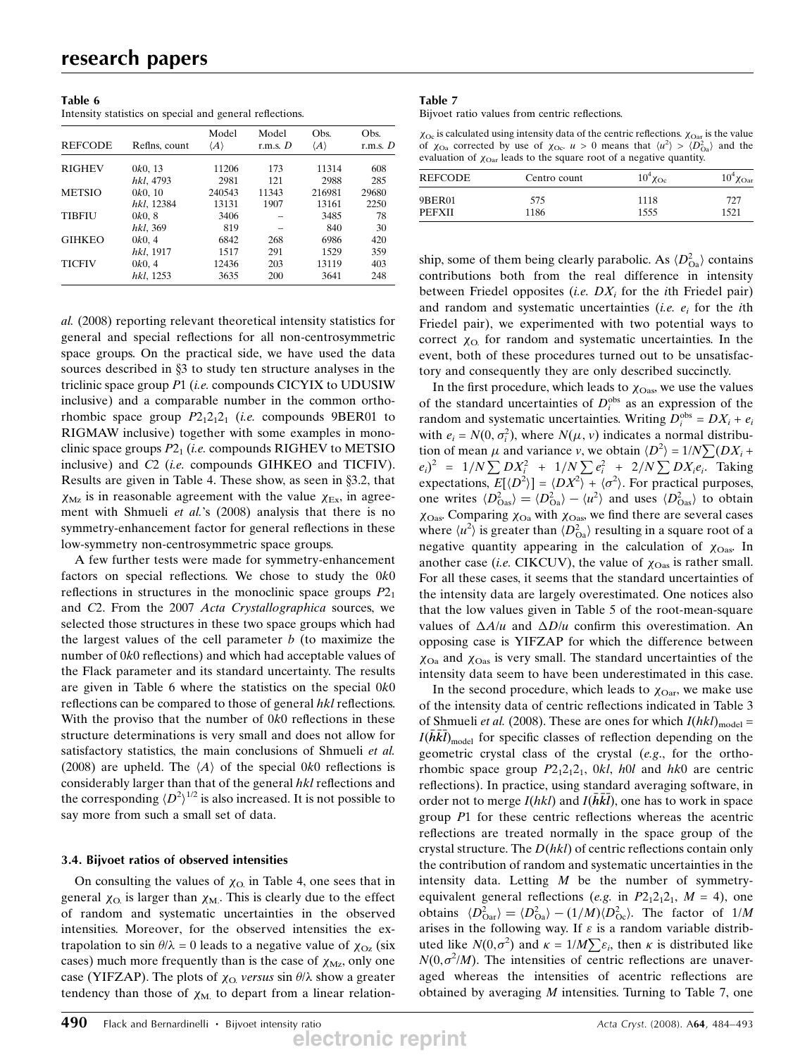**Table 6**
Intensity statistics on special and general reflections.

| REFCODE | Reflns, count | Model $\langle A\rangle$ | Model r.m.s. $D$ | Obs. $\langle A\rangle$ | Obs. r.m.s. $D$ |
|---|---|---|---|---|---|
| RIGHEV | $0k0$, 13 | 11206 | 173 | 11314 | 608 |
| | $hkl$, 4793 | 2981 | 121 | 2988 | 285 |
| METSIO | $0k0$, 10 | 240543 | 11343 | 216981 | 29680 |
| | $hkl$, 12384 | 13131 | 1907 | 13161 | 2250 |
| TIBFIU | $0k0$, 8 | 3406 | – | 3485 | 78 |
| | $hkl$, 369 | 819 | – | 840 | 30 |
| GIHKEO | $0k0$, 4 | 6842 | 268 | 6986 | 420 |
| | $hkl$, 1917 | 1517 | 291 | 1529 | 359 |
| TICFIV | $0k0$, 4 | 12436 | 203 | 13119 | 403 |
| | $hkl$, 1253 | 3635 | 200 | 3641 | 248 |

*al.* (2008) reporting relevant theoretical intensity statistics for general and special reflections for all non-centrosymmetric space groups. On the practical side, we have used the data sources described in §3 to study ten structure analyses in the triclinic space group $P1$ (*i.e.* compounds CICYIX to UDUSIW inclusive) and a comparable number in the common orthorhombic space group $P2_12_12_1$ (*i.e.* compounds 9BER01 to RIGMAW inclusive) together with some examples in monoclinic space groups $P2_1$ (*i.e.* compounds RIGHEV to METSIO inclusive) and $C2$ (*i.e.* compounds GIHKEO and TICFIV). Results are given in Table 4. These show, as seen in §3.2, that $\chi_{\rm Mz}$ is in reasonable agreement with the value $\chi_{\rm Ex}$, in agreement with Shmueli *et al.*'s (2008) analysis that there is no symmetry-enhancement factor for general reflections in these low-symmetry non-centrosymmetric space groups.

A few further tests were made for symmetry-enhancement factors on special reflections. We chose to study the $0k0$ reflections in structures in the monoclinic space groups $P2_1$ and $C2$. From the 2007 *Acta Crystallographica* sources, we selected those structures in these two space groups which had the largest values of the cell parameter $b$ (to maximize the number of $0k0$ reflections) and which had acceptable values of the Flack parameter and its standard uncertainty. The results are given in Table 6 where the statistics on the special $0k0$ reflections can be compared to those of general $hkl$ reflections. With the proviso that the number of $0k0$ reflections in these structure determinations is very small and does not allow for satisfactory statistics, the main conclusions of Shmueli *et al.* (2008) are upheld. The $\langle A\rangle$ of the special $0k0$ reflections is considerably larger than that of the general $hkl$ reflections and the corresponding $\langle D^2\rangle^{1/2}$ is also increased. It is not possible to say more from such a small set of data.

### 3.4. Bijvoet ratios of observed intensities

On consulting the values of $\chi_{\rm O.}$ in Table 4, one sees that in general $\chi_{\rm O.}$ is larger than $\chi_{\rm M.}$. This is clearly due to the effect of random and systematic uncertainties in the observed intensities. Moreover, for the observed intensities the extrapolation to $\sin\theta/\lambda = 0$ leads to a negative value of $\chi_{\rm Oz}$ (six cases) much more frequently than is the case of $\chi_{\rm Mz}$, only one case (YIFZAP). The plots of $\chi_{\rm O.}$ *versus* $\sin\theta/\lambda$ show a greater tendency than those of $\chi_{\rm M.}$ to depart from a linear relationship, some of them being clearly parabolic. As $\langle D^2_{\rm Oa}\rangle$ contains contributions both from the real difference in intensity between Friedel opposites (*i.e.* $DX_i$ for the $i$th Friedel pair) and random and systematic uncertainties (*i.e.* $e_i$ for the $i$th Friedel pair), we experimented with two potential ways to correct $\chi_{\rm O.}$ for random and systematic uncertainties. In the event, both of these procedures turned out to be unsatisfactory and consequently they are only described succinctly.

**Table 7**
Bijvoet ratio values from centric reflections.

$\chi_{\rm Oc}$ is calculated using intensity data of the centric reflections. $\chi_{\rm Oar}$ is the value of $\chi_{\rm Oa}$ corrected by use of $\chi_{\rm Oc}$. $u > 0$ means that $\langle u^2\rangle > \langle D^2_{\rm Oa}\rangle$ and the evaluation of $\chi_{\rm Oar}$ leads to the square root of a negative quantity.

| REFCODE | Centro count | $10^4\chi_{\rm Oc}$ | $10^4\chi_{\rm Oar}$ |
|---|---|---|---|
| 9BER01 | 575 | 1118 | 727 |
| PEFXII | 1186 | 1555 | 1521 |

In the first procedure, which leads to $\chi_{\rm Oas}$, we use the values of the standard uncertainties of $D_i^{\rm obs}$ as an expression of the random and systematic uncertainties. Writing $D_i^{\rm obs} = DX_i + e_i$ with $e_i = N(0, \sigma_i^2)$, where $N(\mu, v)$ indicates a normal distribution of mean $\mu$ and variance $v$, we obtain $\langle D^2\rangle = 1/N\sum(DX_i + e_i)^2 = 1/N\sum DX_i^2 + 1/N\sum e_i^2 + 2/N\sum DX_ie_i$. Taking expectations, $E[\langle D^2\rangle] = \langle DX^2\rangle + \langle\sigma^2\rangle$. For practical purposes, one writes $\langle D^2_{\rm Oas}\rangle = \langle D^2_{\rm Oa}\rangle - \langle u^2\rangle$ and uses $\langle D^2_{\rm Oas}\rangle$ to obtain $\chi_{\rm Oas}$. Comparing $\chi_{\rm Oa}$ with $\chi_{\rm Oas}$, we find there are several cases where $\langle u^2\rangle$ is greater than $\langle D^2_{\rm Oa}\rangle$ resulting in a square root of a negative quantity appearing in the calculation of $\chi_{\rm Oas}$. In another case (*i.e.* CIKCUV), the value of $\chi_{\rm Oas}$ is rather small. For all these cases, it seems that the standard uncertainties of the intensity data are largely overestimated. One notices also that the low values given in Table 5 of the root-mean-square values of $\Delta A/u$ and $\Delta D/u$ confirm this overestimation. An opposing case is YIFZAP for which the difference between $\chi_{\rm Oa}$ and $\chi_{\rm Oas}$ is very small. The standard uncertainties of the intensity data seem to have been underestimated in this case.

In the second procedure, which leads to $\chi_{\rm Oar}$, we make use of the intensity data of centric reflections indicated in Table 3 of Shmueli *et al.* (2008). These are ones for which $I(hkl)_{\rm model} = I(\bar h\bar k\bar l)_{\rm model}$ for specific classes of reflection depending on the geometric crystal class of the crystal (*e.g.*, for the orthorhombic space group $P2_12_12_1$, $0kl$, $h0l$ and $hk0$ are centric reflections). In practice, using standard averaging software, in order not to merge $I(hkl)$ and $I(\bar h\bar k\bar l)$, one has to work in space group $P1$ for these centric reflections whereas the acentric reflections are treated normally in the space group of the crystal structure. The $D(hkl)$ of centric reflections contain only the contribution of random and systematic uncertainties in the intensity data. Letting $M$ be the number of symmetry-equivalent general reflections (*e.g.* in $P2_12_12_1$, $M = 4$), one obtains $\langle D^2_{\rm Oar}\rangle = \langle D^2_{\rm Oa}\rangle - (1/M)\langle D^2_{\rm Oc}\rangle$. The factor of $1/M$ arises in the following way. If $\varepsilon$ is a random variable distributed like $N(0,\sigma^2)$ and $\kappa = 1/M\sum\varepsilon_i$, then $\kappa$ is distributed like $N(0,\sigma^2/M)$. The intensities of centric reflections are unaveraged whereas the intensities of acentric reflections are obtained by averaging $M$ intensities. Turning to Table 7, one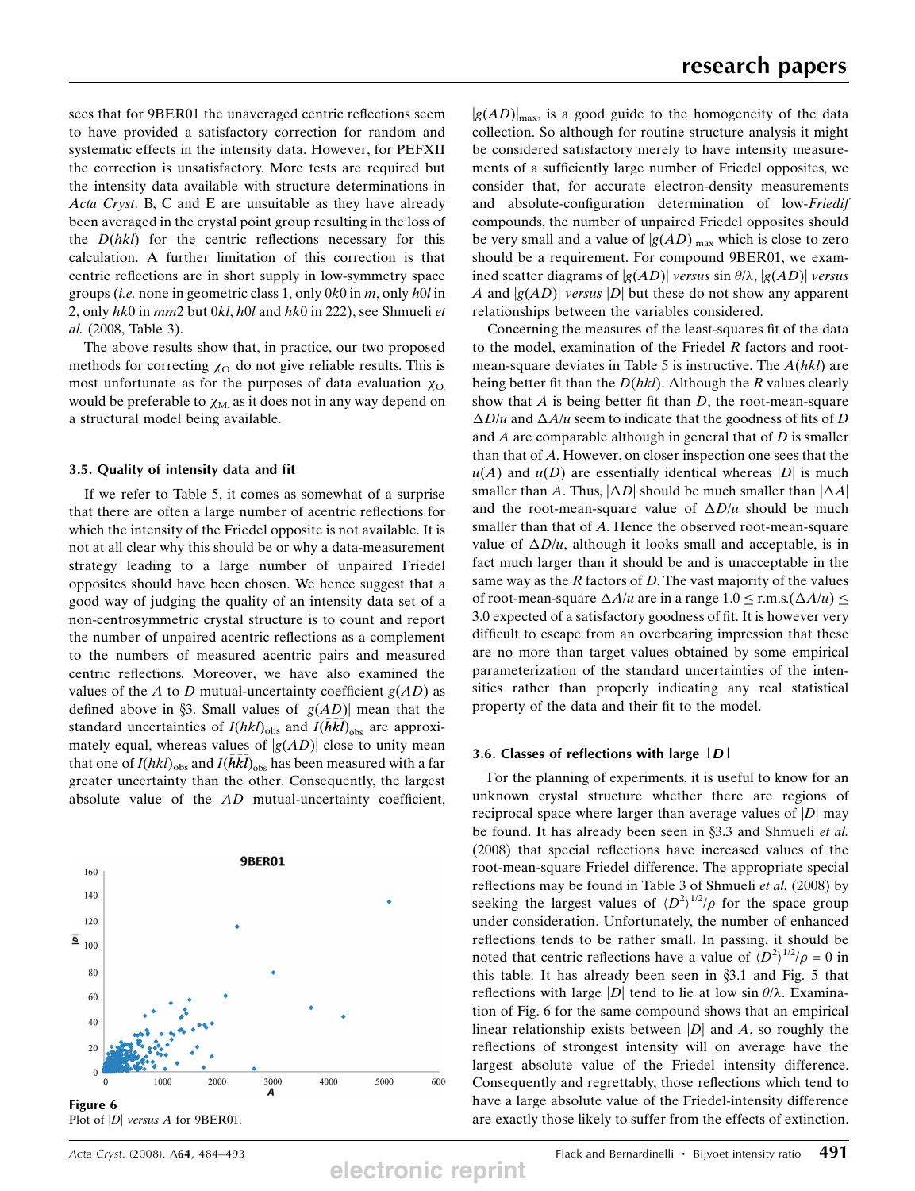sees that for 9BER01 the unaveraged centric reflections seem to have provided a satisfactory correction for random and systematic effects in the intensity data. However, for PEFXII the correction is unsatisfactory. More tests are required but the intensity data available with structure determinations in *Acta Cryst*. B, C and E are unsuitable as they have already been averaged in the crystal point group resulting in the loss of the $D(hkl)$ for the centric reflections necessary for this calculation. A further limitation of this correction is that centric reflections are in short supply in low-symmetry space groups (*i.e.* none in geometric class 1, only $0k0$ in $m$, only $h0l$ in 2, only $hk0$ in $mm2$ but $0kl$, $h0l$ and $hk0$ in 222), see Shmueli *et al.* (2008, Table 3).

The above results show that, in practice, our two proposed methods for correcting $\chi_{\rm O.}$ do not give reliable results. This is most unfortunate as for the purposes of data evaluation $\chi_{\rm O.}$ would be preferable to $\chi_{\rm M.}$ as it does not in any way depend on a structural model being available.

### 3.5. Quality of intensity data and fit

If we refer to Table 5, it comes as somewhat of a surprise that there are often a large number of acentric reflections for which the intensity of the Friedel opposite is not available. It is not at all clear why this should be or why a data-measurement strategy leading to a large number of unpaired Friedel opposites should have been chosen. We hence suggest that a good way of judging the quality of an intensity data set of a non-centrosymmetric crystal structure is to count and report the number of unpaired acentric reflections as a complement to the numbers of measured acentric pairs and measured centric reflections. Moreover, we have also examined the values of the $A$ to $D$ mutual-uncertainty coefficient $g(AD)$ as defined above in §3. Small values of $|g(AD)|$ mean that the standard uncertainties of $I(hkl)_{\rm obs}$ and $I(\bar{h}\bar{k}\bar{l})_{\rm obs}$ are approximately equal, whereas values of $|g(AD)|$ close to unity mean that one of $I(hkl)_{\rm obs}$ and $I(\bar{h}\bar{k}\bar{l})_{\rm obs}$ has been measured with a far greater uncertainty than the other. Consequently, the largest absolute value of the $AD$ mutual-uncertainty coefficient, $|g(AD)|_{\rm max}$, is a good guide to the homogeneity of the data collection. So although for routine structure analysis it might be considered satisfactory merely to have intensity measurements of a sufficiently large number of Friedel opposites, we consider that, for accurate electron-density measurements and absolute-configuration determination of low-*Friedif* compounds, the number of unpaired Friedel opposites should be very small and a value of $|g(AD)|_{\rm max}$ which is close to zero should be a requirement. For compound 9BER01, we examined scatter diagrams of $|g(AD)|$ *versus* $\sin\theta/\lambda$, $|g(AD)|$ *versus* $A$ and $|g(AD)|$ *versus* $|D|$ but these do not show any apparent relationships between the variables considered.

Concerning the measures of the least-squares fit of the data to the model, examination of the Friedel $R$ factors and root-mean-square deviates in Table 5 is instructive. The $A(hkl)$ are being better fit than the $D(hkl)$. Although the $R$ values clearly show that $A$ is being better fit than $D$, the root-mean-square $\Delta D/u$ and $\Delta A/u$ seem to indicate that the goodness of fits of $D$ and $A$ are comparable although in general that of $D$ is smaller than that of $A$. However, on closer inspection one sees that the $u(A)$ and $u(D)$ are essentially identical whereas $|D|$ is much smaller than $A$. Thus, $|\Delta D|$ should be much smaller than $|\Delta A|$ and the root-mean-square value of $\Delta D/u$ should be much smaller than that of $A$. Hence the observed root-mean-square value of $\Delta D/u$, although it looks small and acceptable, is in fact much larger than it should be and is unacceptable in the same way as the $R$ factors of $D$. The vast majority of the values of root-mean-square $\Delta A/u$ are in a range $1.0 \leq {\rm r.m.s.}(\Delta A/u) \leq 3.0$ expected of a satisfactory goodness of fit. It is however very difficult to escape from an overbearing impression that these are no more than target values obtained by some empirical parameterization of the standard uncertainties of the intensities rather than properly indicating any real statistical property of the data and their fit to the model.

### 3.6. Classes of reflections with large $|D|$

For the planning of experiments, it is useful to know for an unknown crystal structure whether there are regions of reciprocal space where larger than average values of $|D|$ may be found. It has already been seen in §3.3 and Shmueli *et al.* (2008) that special reflections have increased values of the root-mean-square Friedel difference. The appropriate special reflections may be found in Table 3 of Shmueli *et al.* (2008) by seeking the largest values of $\langle D^2\rangle^{1/2}/\rho$ for the space group under consideration. Unfortunately, the number of enhanced reflections tends to be rather small. In passing, it should be noted that centric reflections have a value of $\langle D^2\rangle^{1/2}/\rho = 0$ in this table. It has already been seen in §3.1 and Fig. 5 that reflections with large $|D|$ tend to lie at low $\sin\theta/\lambda$. Examination of Fig. 6 for the same compound shows that an empirical linear relationship exists between $|D|$ and $A$, so roughly the reflections of strongest intensity will on average have the largest absolute value of the Friedel intensity difference. Consequently and regrettably, those reflections which tend to have a large absolute value of the Friedel-intensity difference are exactly those likely to suffer from the effects of extinction.

**Figure 6**
Plot of $|D|$ *versus* $A$ for 9BER01.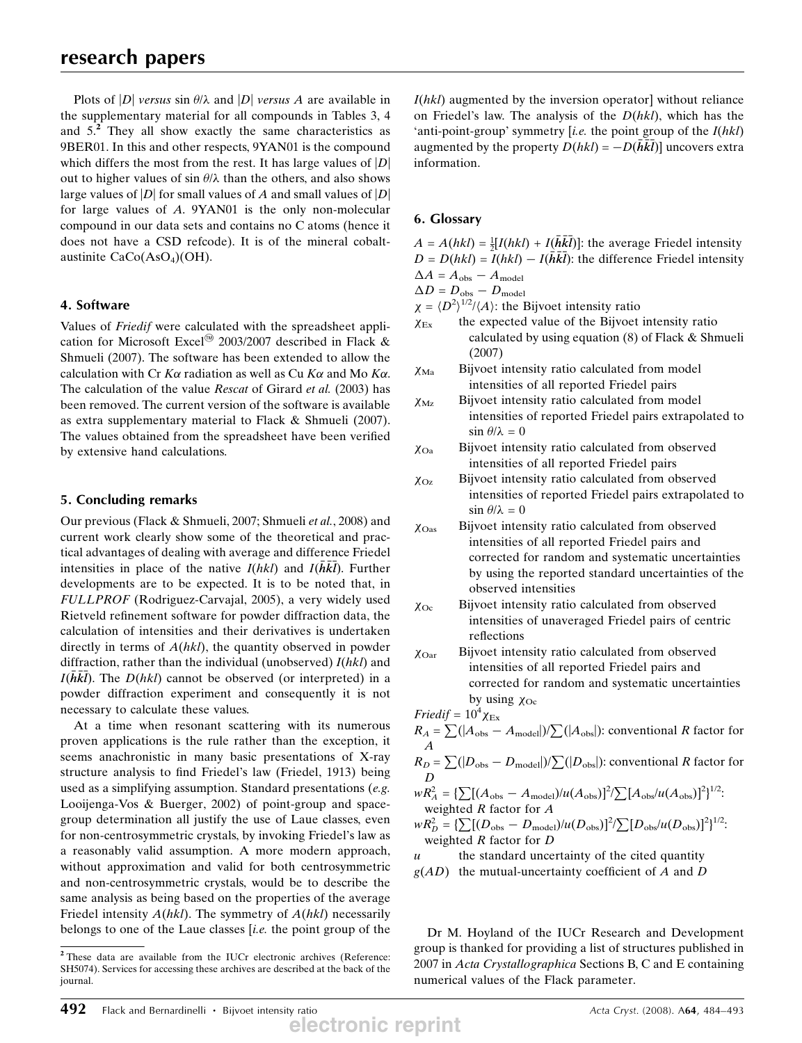Plots of $|D|$ *versus* $\sin\theta/\lambda$ and $|D|$ *versus* $A$ are available in the supplementary material for all compounds in Tables 3, 4 and 5.[2] They all show exactly the same characteristics as 9BER01. In this and other respects, 9YAN01 is the compound which differs the most from the rest. It has large values of $|D|$ out to higher values of $\sin\theta/\lambda$ than the others, and also shows large values of $|D|$ for small values of $A$ and small values of $|D|$ for large values of $A$. 9YAN01 is the only non-molecular compound in our data sets and contains no C atoms (hence it does not have a CSD refcode). It is of the mineral cobalt-austinite $CaCo(AsO_4)(OH)$.

## 4. Software

Values of *Friedif* were calculated with the spreadsheet application for Microsoft Excel® 2003/2007 described in Flack & Shmueli (2007). The software has been extended to allow the calculation with Cr $K\alpha$ radiation as well as Cu $K\alpha$ and Mo $K\alpha$. The calculation of the value *Rescat* of Girard *et al.* (2003) has been removed. The current version of the software is available as extra supplementary material to Flack & Shmueli (2007). The values obtained from the spreadsheet have been verified by extensive hand calculations.

## 5. Concluding remarks

Our previous (Flack & Shmueli, 2007; Shmueli *et al.*, 2008) and current work clearly show some of the theoretical and practical advantages of dealing with average and difference Friedel intensities in place of the native $I(hkl)$ and $I(\bar{h}\bar{k}\bar{l})$. Further developments are to be expected. It is to be noted that, in *FULLPROF* (Rodriguez-Carvajal, 2005), a very widely used Rietveld refinement software for powder diffraction data, the calculation of intensities and their derivatives is undertaken directly in terms of $A(hkl)$, the quantity observed in powder diffraction, rather than the individual (unobserved) $I(hkl)$ and $I(\bar{h}\bar{k}\bar{l})$. The $D(hkl)$ cannot be observed (or interpreted) in a powder diffraction experiment and consequently it is not necessary to calculate these values.

At a time when resonant scattering with its numerous proven applications is the rule rather than the exception, it seems anachronistic in many basic presentations of X-ray structure analysis to find Friedel's law (Friedel, 1913) being used as a simplifying assumption. Standard presentations (*e.g.* Looijenga-Vos & Buerger, 2002) of point-group and space-group determination all justify the use of Laue classes, even for non-centrosymmetric crystals, by invoking Friedel's law as a reasonably valid assumption. A more modern approach, without approximation and valid for both centrosymmetric and non-centrosymmetric crystals, would be to describe the same analysis as being based on the properties of the average Friedel intensity $A(hkl)$. The symmetry of $A(hkl)$ necessarily belongs to one of the Laue classes [*i.e.* the point group of the $I(hkl)$ augmented by the inversion operator] without reliance on Friedel's law. The analysis of the $D(hkl)$, which has the 'anti-point-group' symmetry [*i.e.* the point group of the $I(hkl)$ augmented by the property $D(hkl) = -D(\bar{h}\bar{k}\bar{l})$] uncovers extra information.

[2] These data are available from the IUCr electronic archives (Reference: SH5074). Services for accessing these archives are described at the back of the journal.

## 6. Glossary

$A = A(hkl) = \frac{1}{2}[I(hkl) + I(\bar{h}\bar{k}\bar{l})]$: the average Friedel intensity
$D = D(hkl) = I(hkl) - I(\bar{h}\bar{k}\bar{l})$: the difference Friedel intensity
$\Delta A = A_{\rm obs} - A_{\rm model}$
$\Delta D = D_{\rm obs} - D_{\rm model}$
$\chi = \langle D^2\rangle^{1/2}/\langle A\rangle$: the Bijvoet intensity ratio
$\chi_{\rm Ex}$ the expected value of the Bijvoet intensity ratio calculated by using equation (8) of Flack & Shmueli (2007)
$\chi_{\rm Ma}$ Bijvoet intensity ratio calculated from model intensities of all reported Friedel pairs
$\chi_{\rm Mz}$ Bijvoet intensity ratio calculated from model intensities of reported Friedel pairs extrapolated to $\sin\theta/\lambda = 0$
$\chi_{\rm Oa}$ Bijvoet intensity ratio calculated from observed intensities of all reported Friedel pairs
$\chi_{\rm Oz}$ Bijvoet intensity ratio calculated from observed intensities of reported Friedel pairs extrapolated to $\sin\theta/\lambda = 0$
$\chi_{\rm Oas}$ Bijvoet intensity ratio calculated from observed intensities of all reported Friedel pairs and corrected for random and systematic uncertainties by using the reported standard uncertainties of the observed intensities
$\chi_{\rm Oc}$ Bijvoet intensity ratio calculated from observed intensities of unaveraged Friedel pairs of centric reflections
$\chi_{\rm Oar}$ Bijvoet intensity ratio calculated from observed intensities of all reported Friedel pairs and corrected for random and systematic uncertainties by using $\chi_{\rm Oc}$
$Friedif = 10^4\chi_{\rm Ex}$
$R_A = \sum(|A_{\rm obs} - A_{\rm model}|)/\sum(|A_{\rm obs}|)$: conventional $R$ factor for $A$
$R_D = \sum(|D_{\rm obs} - D_{\rm model}|)/\sum(|D_{\rm obs}|)$: conventional $R$ factor for $D$
$wR_A^2 = \{\sum[(A_{\rm obs} - A_{\rm model})/u(A_{\rm obs})]^2/\sum[A_{\rm obs}/u(A_{\rm obs})]^2\}^{1/2}$: weighted $R$ factor for $A$
$wR_D^2 = \{\sum[(D_{\rm obs} - D_{\rm model})/u(D_{\rm obs})]^2/\sum[D_{\rm obs}/u(D_{\rm obs})]^2\}^{1/2}$: weighted $R$ factor for $D$
$u$ the standard uncertainty of the cited quantity
$g(AD)$ the mutual-uncertainty coefficient of $A$ and $D$

Dr M. Hoyland of the IUCr Research and Development group is thanked for providing a list of structures published in 2007 in *Acta Crystallographica* Sections B, C and E containing numerical values of the Flack parameter.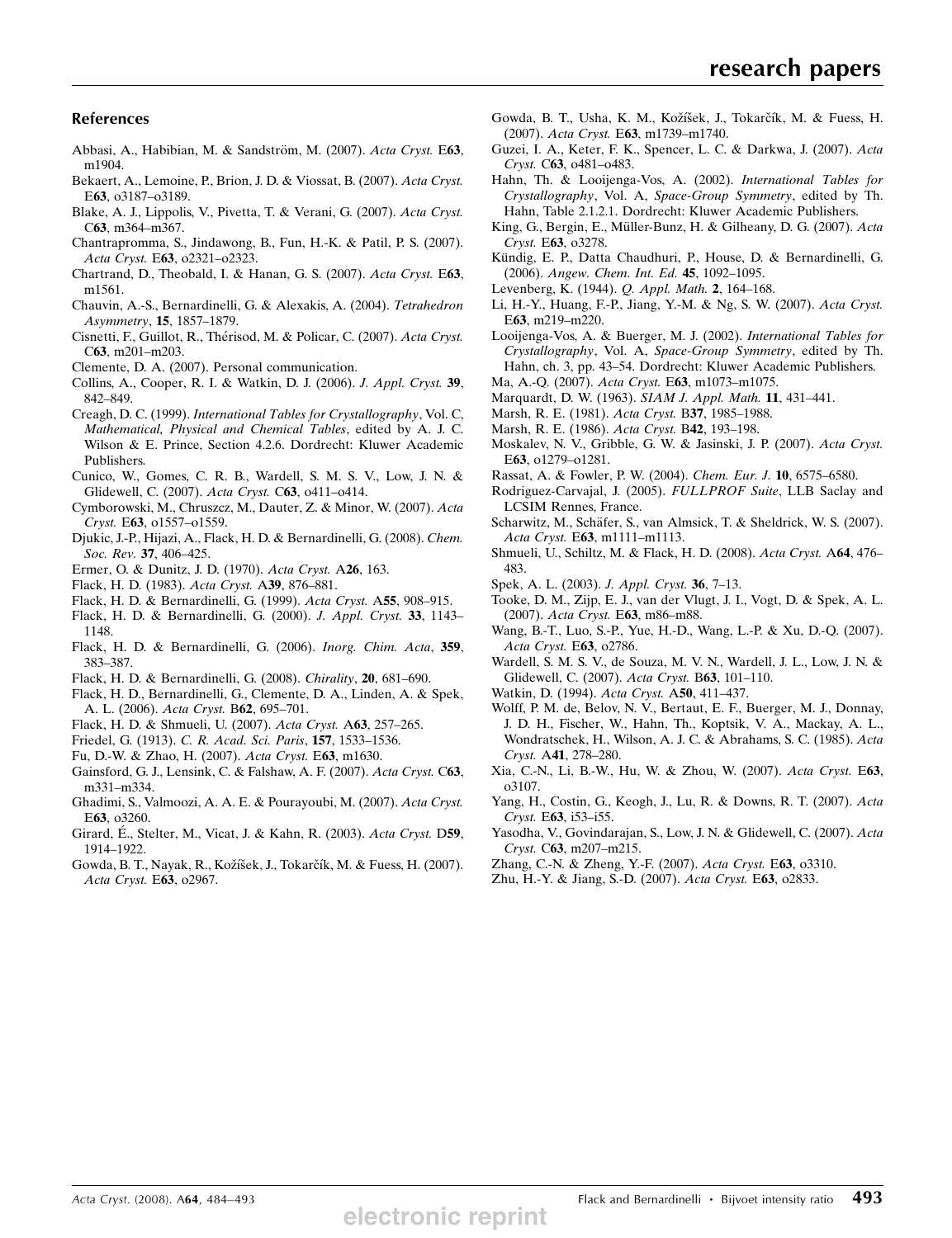## References

Abbasi, A., Habibian, M. & Sandström, M. (2007). *Acta Cryst.* E**63**, m1904.

Bekaert, A., Lemoine, P., Brion, J. D. & Viossat, B. (2007). *Acta Cryst.* E**63**, o3187–o3189.

Blake, A. J., Lippolis, V., Pivetta, T. & Verani, G. (2007). *Acta Cryst.* C**63**, m364–m367.

Chantrapromma, S., Jindawong, B., Fun, H.-K. & Patil, P. S. (2007). *Acta Cryst.* E**63**, o2321–o2323.

Chartrand, D., Theobald, I. & Hanan, G. S. (2007). *Acta Cryst.* E**63**, m1561.

Chauvin, A.-S., Bernardinelli, G. & Alexakis, A. (2004). *Tetrahedron Asymmetry*, **15**, 1857–1879.

Cisnetti, F., Guillot, R., Thérisod, M. & Policar, C. (2007). *Acta Cryst.* C**63**, m201–m203.

Clemente, D. A. (2007). Personal communication.

Collins, A., Cooper, R. I. & Watkin, D. J. (2006). *J. Appl. Cryst.* **39**, 842–849.

Creagh, D. C. (1999). *International Tables for Crystallography*, Vol. C, *Mathematical, Physical and Chemical Tables*, edited by A. J. C. Wilson & E. Prince, Section 4.2.6. Dordrecht: Kluwer Academic Publishers.

Cunico, W., Gomes, C. R. B., Wardell, S. M. S. V., Low, J. N. & Glidewell, C. (2007). *Acta Cryst.* C**63**, o411–o414.

Cymborowski, M., Chruszcz, M., Dauter, Z. & Minor, W. (2007). *Acta Cryst.* E**63**, o1557–o1559.

Djukic, J.-P., Hijazi, A., Flack, H. D. & Bernardinelli, G. (2008). *Chem. Soc. Rev.* **37**, 406–425.

Ermer, O. & Dunitz, J. D. (1970). *Acta Cryst.* A**26**, 163.

Flack, H. D. (1983). *Acta Cryst.* A**39**, 876–881.

Flack, H. D. & Bernardinelli, G. (1999). *Acta Cryst.* A**55**, 908–915.

Flack, H. D. & Bernardinelli, G. (2000). *J. Appl. Cryst.* **33**, 1143–1148.

Flack, H. D. & Bernardinelli, G. (2006). *Inorg. Chim. Acta*, **359**, 383–387.

Flack, H. D. & Bernardinelli, G. (2008). *Chirality*, **20**, 681–690.

Flack, H. D., Bernardinelli, G., Clemente, D. A., Linden, A. & Spek, A. L. (2006). *Acta Cryst.* B**62**, 695–701.

Flack, H. D. & Shmueli, U. (2007). *Acta Cryst.* A**63**, 257–265.

Friedel, G. (1913). *C. R. Acad. Sci. Paris*, **157**, 1533–1536.

Fu, D.-W. & Zhao, H. (2007). *Acta Cryst.* E**63**, m1630.

Gainsford, G. J., Lensink, C. & Falshaw, A. F. (2007). *Acta Cryst.* C**63**, m331–m334.

Ghadimi, S., Valmoozi, A. A. E. & Pourayoubi, M. (2007). *Acta Cryst.* E**63**, o3260.

Girard, É., Stelter, M., Vicat, J. & Kahn, R. (2003). *Acta Cryst.* D**59**, 1914–1922.

Gowda, B. T., Nayak, R., Kožíšek, J., Tokarčík, M. & Fuess, H. (2007). *Acta Cryst.* E**63**, o2967.

Gowda, B. T., Usha, K. M., Kožíšek, J., Tokarčík, M. & Fuess, H. (2007). *Acta Cryst.* E**63**, m1739–m1740.

Guzei, I. A., Keter, F. K., Spencer, L. C. & Darkwa, J. (2007). *Acta Cryst.* C**63**, o481–o483.

Hahn, Th. & Looijenga-Vos, A. (2002). *International Tables for Crystallography*, Vol. A, *Space-Group Symmetry*, edited by Th. Hahn, Table 2.1.2.1. Dordrecht: Kluwer Academic Publishers.

King, G., Bergin, E., Müller-Bunz, H. & Gilheany, D. G. (2007). *Acta Cryst.* E**63**, o3278.

Kündig, E. P., Datta Chaudhuri, P., House, D. & Bernardinelli, G. (2006). *Angew. Chem. Int. Ed.* **45**, 1092–1095.

Levenberg, K. (1944). *Q. Appl. Math.* **2**, 164–168.

Li, H.-Y., Huang, F.-P., Jiang, Y.-M. & Ng, S. W. (2007). *Acta Cryst.* E**63**, m219–m220.

Looijenga-Vos, A. & Buerger, M. J. (2002). *International Tables for Crystallography*, Vol. A, *Space-Group Symmetry*, edited by Th. Hahn, ch. 3, pp. 43–54. Dordrecht: Kluwer Academic Publishers.

Ma, A.-Q. (2007). *Acta Cryst.* E**63**, m1073–m1075.

Marquardt, D. W. (1963). *SIAM J. Appl. Math.* **11**, 431–441.

Marsh, R. E. (1981). *Acta Cryst.* B**37**, 1985–1988.

Marsh, R. E. (1986). *Acta Cryst.* B**42**, 193–198.

Moskalev, N. V., Gribble, G. W. & Jasinski, J. P. (2007). *Acta Cryst.* E**63**, o1279–o1281.

Rassat, A. & Fowler, P. W. (2004). *Chem. Eur. J.* **10**, 6575–6580.

Rodriguez-Carvajal, J. (2005). *FULLPROF Suite*, LLB Saclay and LCSIM Rennes, France.

Scharwitz, M., Schäfer, S., van Almsick, T. & Sheldrick, W. S. (2007). *Acta Cryst.* E**63**, m1111–m1113.

Shmueli, U., Schiltz, M. & Flack, H. D. (2008). *Acta Cryst.* A**64**, 476–483.

Spek, A. L. (2003). *J. Appl. Cryst.* **36**, 7–13.

Tooke, D. M., Zijp, E. J., van der Vlugt, J. I., Vogt, D. & Spek, A. L. (2007). *Acta Cryst.* E**63**, m86–m88.

Wang, B.-T., Luo, S.-P., Yue, H.-D., Wang, L.-P. & Xu, D.-Q. (2007). *Acta Cryst.* E**63**, o2786.

Wardell, S. M. S. V., de Souza, M. V. N., Wardell, J. L., Low, J. N. & Glidewell, C. (2007). *Acta Cryst.* B**63**, 101–110.

Watkin, D. (1994). *Acta Cryst.* A**50**, 411–437.

Wolff, P. M. de, Belov, N. V., Bertaut, E. F., Buerger, M. J., Donnay, J. D. H., Fischer, W., Hahn, Th., Koptsik, V. A., Mackay, A. L., Wondratschek, H., Wilson, A. J. C. & Abrahams, S. C. (1985). *Acta Cryst.* A**41**, 278–280.

Xia, C.-N., Li, B.-W., Hu, W. & Zhou, W. (2007). *Acta Cryst.* E**63**, o3107.

Yang, H., Costin, G., Keogh, J., Lu, R. & Downs, R. T. (2007). *Acta Cryst.* E**63**, i53–i55.

Yasodha, V., Govindarajan, S., Low, J. N. & Glidewell, C. (2007). *Acta Cryst.* C**63**, m207–m215.

Zhang, C.-N. & Zheng, Y.-F. (2007). *Acta Cryst.* E**63**, o3310.

Zhu, H.-Y. & Jiang, S.-D. (2007). *Acta Cryst.* E**63**, o2833.